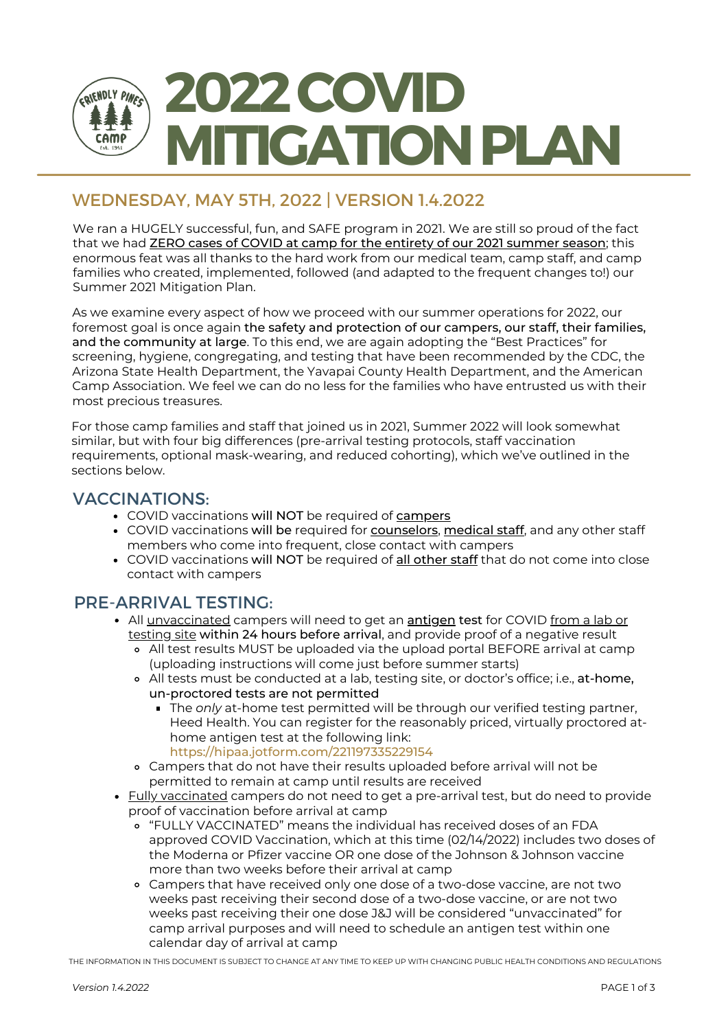# 2022 COVID MITIGATION PLAN

## WEDNESDAY, MAY 5TH, 2022 | VERSION 1.4.2022

We ran a HUGELY successful, fun, and SAFE program in 2021. We are still so proud of the fact that we had ZERO cases of COVID at camp for the entirety of our 2021 summer season; this enormous feat was all thanks to the hard work from our medical team, camp staff, and camp families who created, implemented, followed (and adapted to the frequent changes to!) our Summer 2021 Mitigation Plan.

As we examine every aspect of how we proceed with our summer operations for 2022, our foremost goal is once again **the safety and protection of our campers, our staff, their families, and the community at large**. To this end, we are again adopting the "Best Practices" for screening, hygiene, congregating, and testing that have been recommended by the CDC, the Arizona State Health Department, the Yavapai County Health Department, and the American Camp Association. We feel we can do no less for the families who have entrusted us with their most precious treasures.

For those camp families and staff that joined us in 2021, Summer 2022 will look somewhat similar, but with four big differences (pre-arrival testing protocols, staff vaccination requirements, optional mask-wearing, and reduced cohorting), which we've outlined in the sections below.

## VACCINATIONS:

- COVID vaccinations **will NOT** be required of campers
- COVID vaccinations **will be** required for counselors, medical staff, and any other staff members who come into frequent, close contact with campers
- COVID vaccinations **will NOT** be required of all other staff that do not come into close contact with campers

## PRE-ARRIVAL TESTING:

- All unvaccinated campers will need to get an **antigen test** for COVID from a lab or testing site **within 24 hours before arrival**, and provide proof of a negative result
  - All test results MUST be uploaded via the upload portal BEFORE arrival at camp (uploading instructions will come just before summer starts)
  - All tests must be conducted at a lab, testing site, or doctor's office; i.e., **at-home, un-proctored tests are not permitted**
    - The *only* at-home test permitted will be through our verified testing partner, Heed Health. You can register for the reasonably priced, virtually proctored at-home antigen test at the following link: https://hipaa.jotform.com/221197335229154
  - Campers that do not have their results uploaded before arrival will not be permitted to remain at camp until results are received
- Fully vaccinated campers do not need to get a pre-arrival test, but do need to provide proof of vaccination before arrival at camp
  - "FULLY VACCINATED" means the individual has received doses of an FDA approved COVID Vaccination, which at this time (02/14/2022) includes two doses of the Moderna or Pfizer vaccine OR one dose of the Johnson & Johnson vaccine more than two weeks before their arrival at camp
  - Campers that have received only one dose of a two-dose vaccine, are not two weeks past receiving their second dose of a two-dose vaccine, or are not two weeks past receiving their one dose J&J will be considered "unvaccinated" for camp arrival purposes and will need to schedule an antigen test within one calendar day of arrival at camp

THE INFORMATION IN THIS DOCUMENT IS SUBJECT TO CHANGE AT ANY TIME TO KEEP UP WITH CHANGING PUBLIC HEALTH CONDITIONS AND REGULATIONS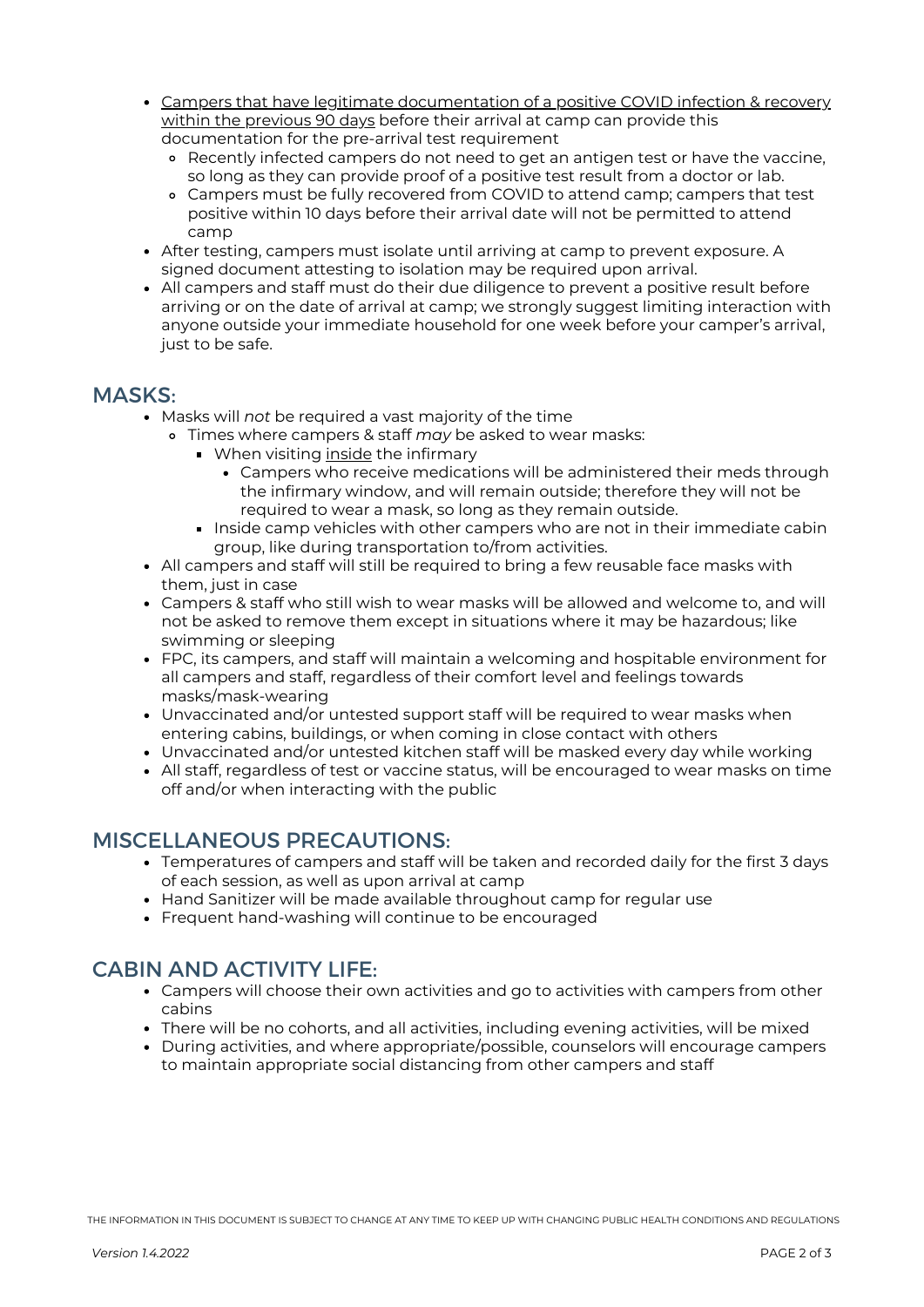- <u>Campers that have legitimate documentation of a positive COVID infection & recovery within the previous 90 days</u> before their arrival at camp can provide this documentation for the pre-arrival test requirement
    - Recently infected campers do not need to get an antigen test or have the vaccine, so long as they can provide proof of a positive test result from a doctor or lab.
    - Campers must be fully recovered from COVID to attend camp; campers that test positive within 10 days before their arrival date will not be permitted to attend camp
- After testing, campers must isolate until arriving at camp to prevent exposure. A signed document attesting to isolation may be required upon arrival.
- All campers and staff must do their due diligence to prevent a positive result before arriving or on the date of arrival at camp; we strongly suggest limiting interaction with anyone outside your immediate household for one week before your camper's arrival, just to be safe.

## MASKS:

- Masks will *not* be required a vast majority of the time
    - Times where campers & staff *may* be asked to wear masks:
        - When visiting <u>inside</u> the infirmary
            - Campers who receive medications will be administered their meds through the infirmary window, and will remain outside; therefore they will not be required to wear a mask, so long as they remain outside.
        - Inside camp vehicles with other campers who are not in their immediate cabin group, like during transportation to/from activities.
- All campers and staff will still be required to bring a few reusable face masks with them, just in case
- Campers & staff who still wish to wear masks will be allowed and welcome to, and will not be asked to remove them except in situations where it may be hazardous; like swimming or sleeping
- FPC, its campers, and staff will maintain a welcoming and hospitable environment for all campers and staff, regardless of their comfort level and feelings towards masks/mask-wearing
- Unvaccinated and/or untested support staff will be required to wear masks when entering cabins, buildings, or when coming in close contact with others
- Unvaccinated and/or untested kitchen staff will be masked every day while working
- All staff, regardless of test or vaccine status, will be encouraged to wear masks on time off and/or when interacting with the public

## MISCELLANEOUS PRECAUTIONS:

- Temperatures of campers and staff will be taken and recorded daily for the first 3 days of each session, as well as upon arrival at camp
- Hand Sanitizer will be made available throughout camp for regular use
- Frequent hand-washing will continue to be encouraged

## CABIN AND ACTIVITY LIFE:

- Campers will choose their own activities and go to activities with campers from other cabins
- There will be no cohorts, and all activities, including evening activities, will be mixed
- During activities, and where appropriate/possible, counselors will encourage campers to maintain appropriate social distancing from other campers and staff

THE INFORMATION IN THIS DOCUMENT IS SUBJECT TO CHANGE AT ANY TIME TO KEEP UP WITH CHANGING PUBLIC HEALTH CONDITIONS AND REGULATIONS

*Version 1.4.2022*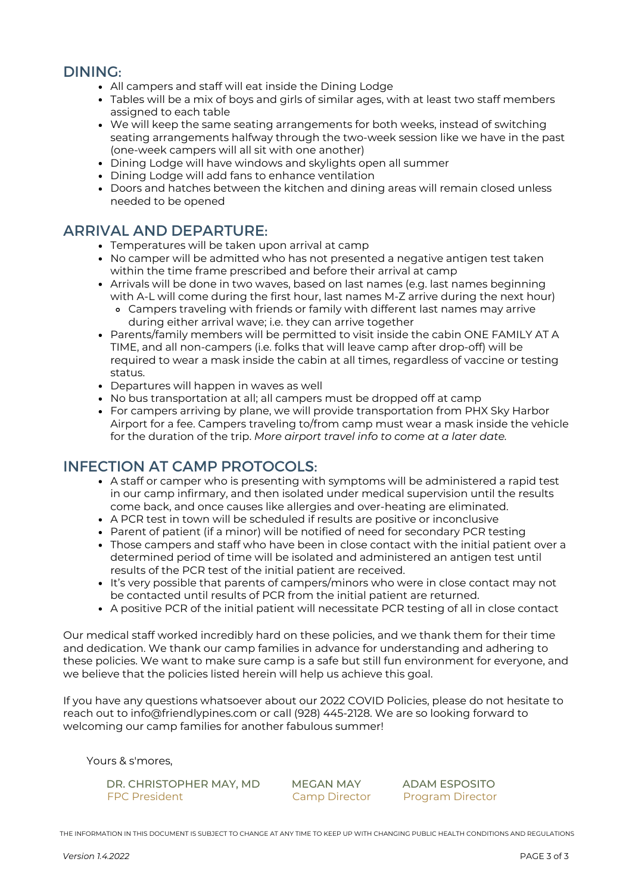## DINING:

- All campers and staff will eat inside the Dining Lodge
- Tables will be a mix of boys and girls of similar ages, with at least two staff members assigned to each table
- We will keep the same seating arrangements for both weeks, instead of switching seating arrangements halfway through the two-week session like we have in the past (one-week campers will all sit with one another)
- Dining Lodge will have windows and skylights open all summer
- Dining Lodge will add fans to enhance ventilation
- Doors and hatches between the kitchen and dining areas will remain closed unless needed to be opened

## ARRIVAL AND DEPARTURE:

- Temperatures will be taken upon arrival at camp
- No camper will be admitted who has not presented a negative antigen test taken within the time frame prescribed and before their arrival at camp
- Arrivals will be done in two waves, based on last names (e.g. last names beginning with A-L will come during the first hour, last names M-Z arrive during the next hour)
  - Campers traveling with friends or family with different last names may arrive during either arrival wave; i.e. they can arrive together
- Parents/family members will be permitted to visit inside the cabin ONE FAMILY AT A TIME, and all non-campers (i.e. folks that will leave camp after drop-off) will be required to wear a mask inside the cabin at all times, regardless of vaccine or testing status.
- Departures will happen in waves as well
- No bus transportation at all; all campers must be dropped off at camp
- For campers arriving by plane, we will provide transportation from PHX Sky Harbor Airport for a fee. Campers traveling to/from camp must wear a mask inside the vehicle for the duration of the trip. *More airport travel info to come at a later date.*

## INFECTION AT CAMP PROTOCOLS:

- A staff or camper who is presenting with symptoms will be administered a rapid test in our camp infirmary, and then isolated under medical supervision until the results come back, and once causes like allergies and over-heating are eliminated.
- A PCR test in town will be scheduled if results are positive or inconclusive
- Parent of patient (if a minor) will be notified of need for secondary PCR testing
- Those campers and staff who have been in close contact with the initial patient over a determined period of time will be isolated and administered an antigen test until results of the PCR test of the initial patient are received.
- It's very possible that parents of campers/minors who were in close contact may not be contacted until results of PCR from the initial patient are returned.
- A positive PCR of the initial patient will necessitate PCR testing of all in close contact

Our medical staff worked incredibly hard on these policies, and we thank them for their time and dedication. We thank our camp families in advance for understanding and adhering to these policies. We want to make sure camp is a safe but still fun environment for everyone, and we believe that the policies listed herein will help us achieve this goal.

If you have any questions whatsoever about our 2022 COVID Policies, please do not hesitate to reach out to info@friendlypines.com or call (928) 445-2128. We are so looking forward to welcoming our camp families for another fabulous summer!

Yours & s'mores,

DR. CHRISTOPHER MAY, MD
FPC President

MEGAN MAY
Camp Director

ADAM ESPOSITO
Program Director

THE INFORMATION IN THIS DOCUMENT IS SUBJECT TO CHANGE AT ANY TIME TO KEEP UP WITH CHANGING PUBLIC HEALTH CONDITIONS AND REGULATIONS

*Version 1.4.2022*